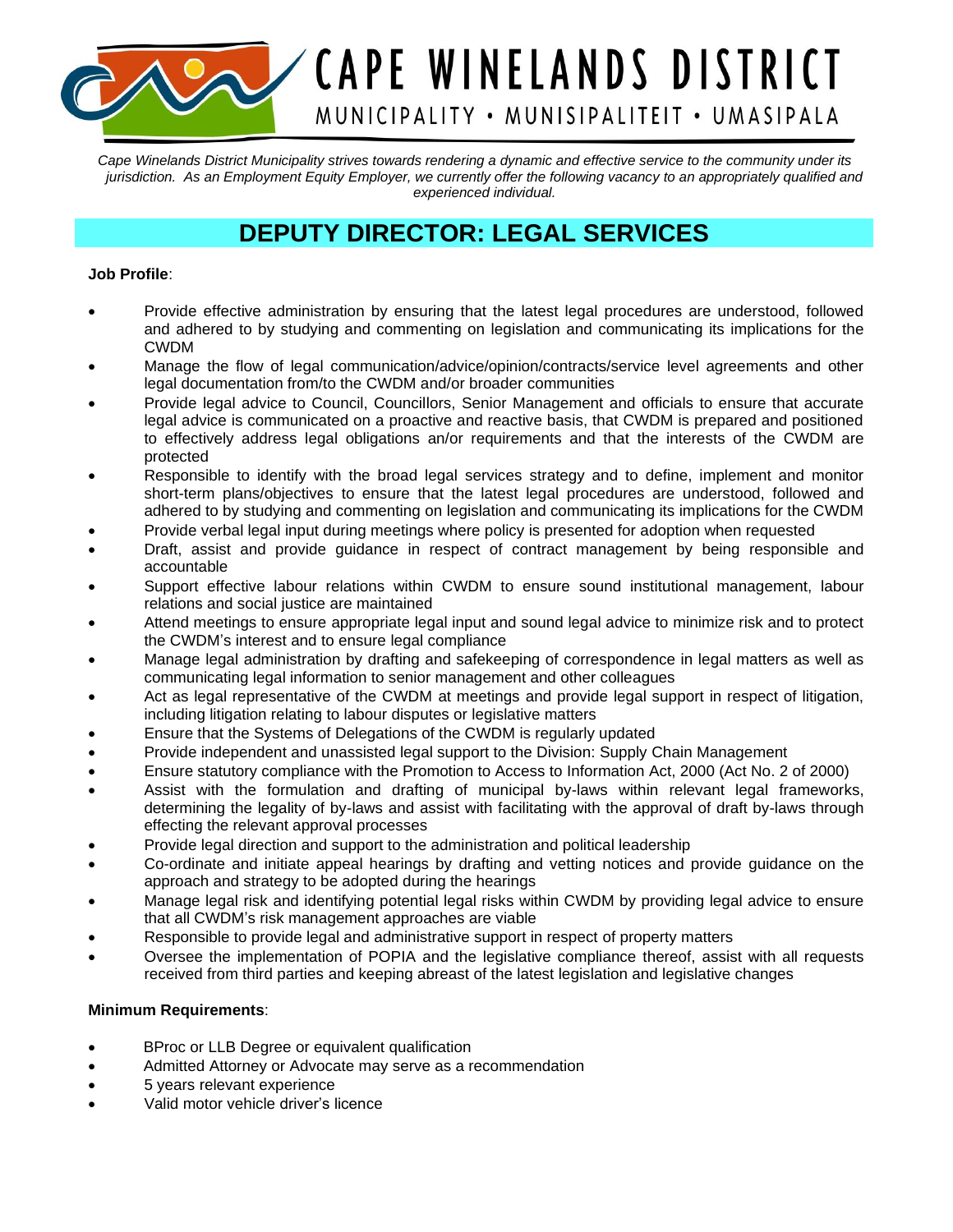# CAPE WINELANDS DISTRICT

MUNICIPALITY • MUNISIPALITEIT • UMASIPALA

*Cape Winelands District Municipality strives towards rendering a dynamic and effective service to the community under its jurisdiction. As an Employment Equity Employer, we currently offer the following vacancy to an appropriately qualified and experienced individual.*

## DEPUTY DIRECTOR: LEGAL SERVICES

**Job Profile**:

- Provide effective administration by ensuring that the latest legal procedures are understood, followed and adhered to by studying and commenting on legislation and communicating its implications for the CWDM
- Manage the flow of legal communication/advice/opinion/contracts/service level agreements and other legal documentation from/to the CWDM and/or broader communities
- Provide legal advice to Council, Councillors, Senior Management and officials to ensure that accurate legal advice is communicated on a proactive and reactive basis, that CWDM is prepared and positioned to effectively address legal obligations an/or requirements and that the interests of the CWDM are protected
- Responsible to identify with the broad legal services strategy and to define, implement and monitor short-term plans/objectives to ensure that the latest legal procedures are understood, followed and adhered to by studying and commenting on legislation and communicating its implications for the CWDM
- Provide verbal legal input during meetings where policy is presented for adoption when requested
- Draft, assist and provide guidance in respect of contract management by being responsible and accountable
- Support effective labour relations within CWDM to ensure sound institutional management, labour relations and social justice are maintained
- Attend meetings to ensure appropriate legal input and sound legal advice to minimize risk and to protect the CWDM's interest and to ensure legal compliance
- Manage legal administration by drafting and safekeeping of correspondence in legal matters as well as communicating legal information to senior management and other colleagues
- Act as legal representative of the CWDM at meetings and provide legal support in respect of litigation, including litigation relating to labour disputes or legislative matters
- Ensure that the Systems of Delegations of the CWDM is regularly updated
- Provide independent and unassisted legal support to the Division: Supply Chain Management
- Ensure statutory compliance with the Promotion to Access to Information Act, 2000 (Act No. 2 of 2000)
- Assist with the formulation and drafting of municipal by-laws within relevant legal frameworks, determining the legality of by-laws and assist with facilitating with the approval of draft by-laws through effecting the relevant approval processes
- Provide legal direction and support to the administration and political leadership
- Co-ordinate and initiate appeal hearings by drafting and vetting notices and provide guidance on the approach and strategy to be adopted during the hearings
- Manage legal risk and identifying potential legal risks within CWDM by providing legal advice to ensure that all CWDM's risk management approaches are viable
- Responsible to provide legal and administrative support in respect of property matters
- Oversee the implementation of POPIA and the legislative compliance thereof, assist with all requests received from third parties and keeping abreast of the latest legislation and legislative changes

**Minimum Requirements**:

- BProc or LLB Degree or equivalent qualification
- Admitted Attorney or Advocate may serve as a recommendation
- 5 years relevant experience
- Valid motor vehicle driver's licence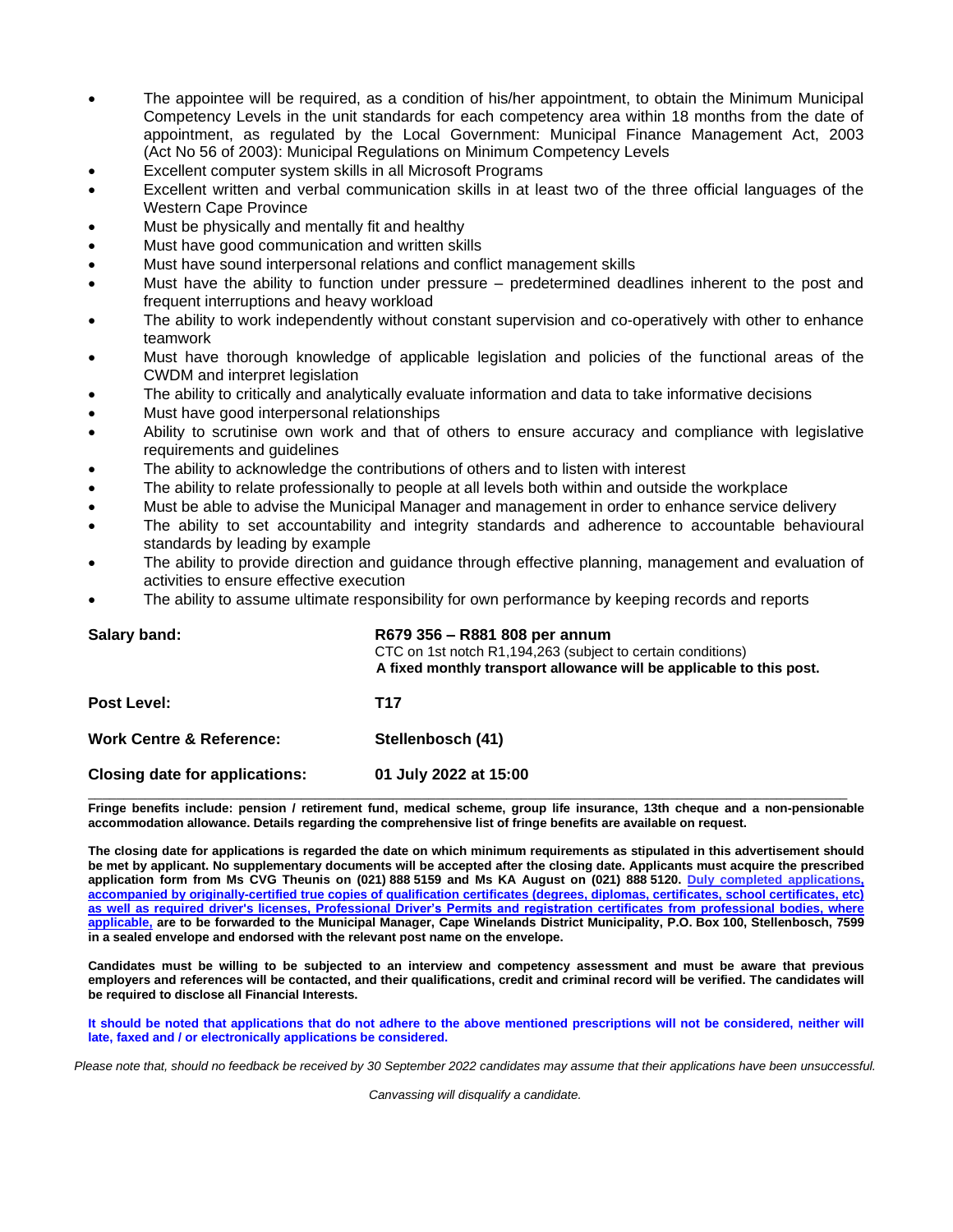- The appointee will be required, as a condition of his/her appointment, to obtain the Minimum Municipal Competency Levels in the unit standards for each competency area within 18 months from the date of appointment, as regulated by the Local Government: Municipal Finance Management Act, 2003 (Act No 56 of 2003): Municipal Regulations on Minimum Competency Levels
- Excellent computer system skills in all Microsoft Programs
- Excellent written and verbal communication skills in at least two of the three official languages of the Western Cape Province
- Must be physically and mentally fit and healthy
- Must have good communication and written skills
- Must have sound interpersonal relations and conflict management skills
- Must have the ability to function under pressure – predetermined deadlines inherent to the post and frequent interruptions and heavy workload
- The ability to work independently without constant supervision and co-operatively with other to enhance teamwork
- Must have thorough knowledge of applicable legislation and policies of the functional areas of the CWDM and interpret legislation
- The ability to critically and analytically evaluate information and data to take informative decisions
- Must have good interpersonal relationships
- Ability to scrutinise own work and that of others to ensure accuracy and compliance with legislative requirements and guidelines
- The ability to acknowledge the contributions of others and to listen with interest
- The ability to relate professionally to people at all levels both within and outside the workplace
- Must be able to advise the Municipal Manager and management in order to enhance service delivery
- The ability to set accountability and integrity standards and adherence to accountable behavioural standards by leading by example
- The ability to provide direction and guidance through effective planning, management and evaluation of activities to ensure effective execution
- The ability to assume ultimate responsibility for own performance by keeping records and reports

| | |
|---|---|
| **Salary band:** | **R679 356 – R881 808 per annum**<br>CTC on 1st notch R1,194,263 (subject to certain conditions)<br>**A fixed monthly transport allowance will be applicable to this post.** |
| **Post Level:** | **T17** |
| **Work Centre & Reference:** | **Stellenbosch (41)** |
| **Closing date for applications:** | **01 July 2022 at 15:00** |

**Fringe benefits include: pension / retirement fund, medical scheme, group life insurance, 13th cheque and a non-pensionable accommodation allowance. Details regarding the comprehensive list of fringe benefits are available on request.**

**The closing date for applications is regarded the date on which minimum requirements as stipulated in this advertisement should be met by applicant. No supplementary documents will be accepted after the closing date. Applicants must acquire the prescribed application form from Ms CVG Theunis on (021) 888 5159 and Ms KA August on (021) 888 5120. Duly completed applications, accompanied by originally-certified true copies of qualification certificates (degrees, diplomas, certificates, school certificates, etc) as well as required driver's licenses, Professional Driver's Permits and registration certificates from professional bodies, where applicable, are to be forwarded to the Municipal Manager, Cape Winelands District Municipality, P.O. Box 100, Stellenbosch, 7599 in a sealed envelope and endorsed with the relevant post name on the envelope.**

**Candidates must be willing to be subjected to an interview and competency assessment and must be aware that previous employers and references will be contacted, and their qualifications, credit and criminal record will be verified. The candidates will be required to disclose all Financial Interests.**

**It should be noted that applications that do not adhere to the above mentioned prescriptions will not be considered, neither will late, faxed and / or electronically applications be considered.**

*Please note that, should no feedback be received by 30 September 2022 candidates may assume that their applications have been unsuccessful.*

*Canvassing will disqualify a candidate.*